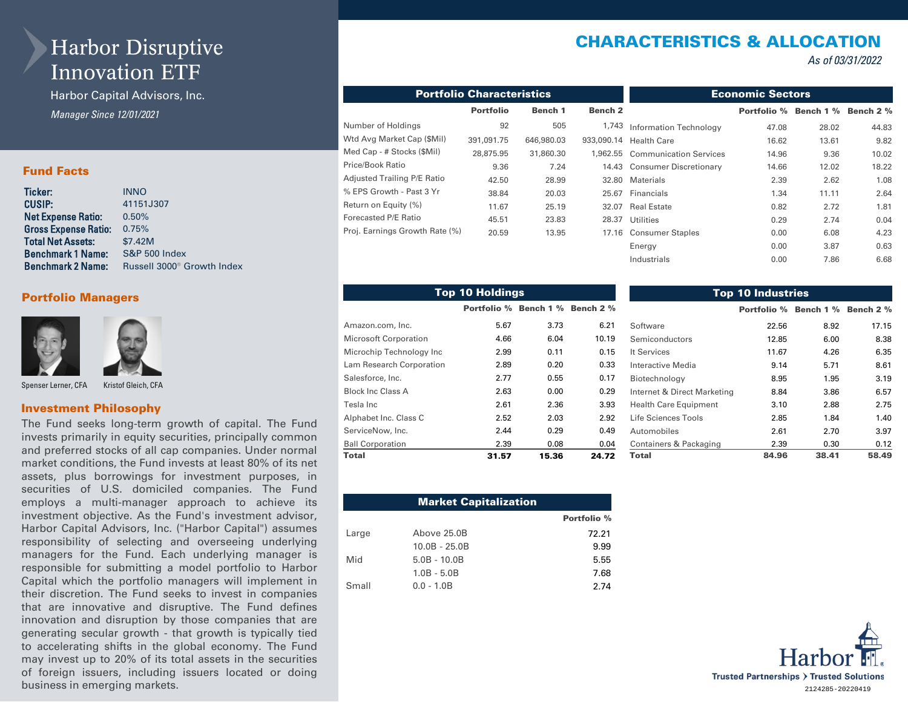# Harbor Disruptive Innovation ETF

Harbor Capital Advisors, Inc.

*Manager Since 12/01/2021*

## CHARACTERISTICS & ALLOCATION

*As of 03/31/2022*

### Fund Facts

| | |
|---|---|
| **Ticker:** | INNO |
| **CUSIP:** | 41151J307 |
| **Net Expense Ratio:** | 0.50% |
| **Gross Expense Ratio:** | 0.75% |
| **Total Net Assets:** | $7.42M |
| **Benchmark 1 Name:** | S&P 500 Index |
| **Benchmark 2 Name:** | Russell 3000® Growth Index |

### Portfolio Managers

Spenser Lerner, CFA

Kristof Gleich, CFA

### Investment Philosophy

The Fund seeks long-term growth of capital. The Fund invests primarily in equity securities, principally common and preferred stocks of all cap companies. Under normal market conditions, the Fund invests at least 80% of its net assets, plus borrowings for investment purposes, in securities of U.S. domiciled companies. The Fund employs a multi-manager approach to achieve its investment objective. As the Fund's investment advisor, Harbor Capital Advisors, Inc. ("Harbor Capital") assumes responsibility of selecting and overseeing underlying managers for the Fund. Each underlying manager is responsible for submitting a model portfolio to Harbor Capital which the portfolio managers will implement in their discretion. The Fund seeks to invest in companies that are innovative and disruptive. The Fund defines innovation and disruption by those companies that are generating secular growth - that growth is typically tied to accelerating shifts in the global economy. The Fund may invest up to 20% of its total assets in the securities of foreign issuers, including issuers located or doing business in emerging markets.

### Portfolio Characteristics

| | Portfolio | Bench 1 | Bench 2 |
|---|---|---|---|
| Number of Holdings | 92 | 505 | 1,743 |
| Wtd Avg Market Cap ($Mil) | 391,091.75 | 646,980.03 | 933,090.14 |
| Med Cap - # Stocks ($Mil) | 28,875.95 | 31,860.30 | 1,962.55 |
| Price/Book Ratio | 9.36 | 7.24 | 14.43 |
| Adjusted Trailing P/E Ratio | 42.50 | 28.99 | 32.80 |
| % EPS Growth - Past 3 Yr | 38.84 | 20.03 | 25.67 |
| Return on Equity (%) | 11.67 | 25.19 | 32.07 |
| Forecasted P/E Ratio | 45.51 | 23.83 | 28.37 |
| Proj. Earnings Growth Rate (%) | 20.59 | 13.95 | 17.16 |

### Economic Sectors

| | Portfolio % | Bench 1 % | Bench 2 % |
|---|---|---|---|
| Information Technology | 47.08 | 28.02 | 44.83 |
| Health Care | 16.62 | 13.61 | 9.82 |
| Communication Services | 14.96 | 9.36 | 10.02 |
| Consumer Discretionary | 14.66 | 12.02 | 18.22 |
| Materials | 2.39 | 2.62 | 1.08 |
| Financials | 1.34 | 11.11 | 2.64 |
| Real Estate | 0.82 | 2.72 | 1.81 |
| Utilities | 0.29 | 2.74 | 0.04 |
| Consumer Staples | 0.00 | 6.08 | 4.23 |
| Energy | 0.00 | 3.87 | 0.63 |
| Industrials | 0.00 | 7.86 | 6.68 |

### Top 10 Holdings

| | Portfolio % | Bench 1 % | Bench 2 % |
|---|---|---|---|
| Amazon.com, Inc. | 5.67 | 3.73 | 6.21 |
| Microsoft Corporation | 4.66 | 6.04 | 10.19 |
| Microchip Technology Inc | 2.99 | 0.11 | 0.15 |
| Lam Research Corporation | 2.89 | 0.20 | 0.33 |
| Salesforce, Inc. | 2.77 | 0.55 | 0.17 |
| Block Inc Class A | 2.63 | 0.00 | 0.29 |
| Tesla Inc | 2.61 | 2.36 | 3.93 |
| Alphabet Inc. Class C | 2.52 | 2.03 | 2.92 |
| ServiceNow, Inc. | 2.44 | 0.29 | 0.49 |
| Ball Corporation | 2.39 | 0.08 | 0.04 |
| **Total** | **31.57** | **15.36** | **24.72** |

### Top 10 Industries

| | Portfolio % | Bench 1 % | Bench 2 % |
|---|---|---|---|
| Software | 22.56 | 8.92 | 17.15 |
| Semiconductors | 12.85 | 6.00 | 8.38 |
| It Services | 11.67 | 4.26 | 6.35 |
| Interactive Media | 9.14 | 5.71 | 8.61 |
| Biotechnology | 8.95 | 1.95 | 3.19 |
| Internet & Direct Marketing | 8.84 | 3.86 | 6.57 |
| Health Care Equipment | 3.10 | 2.88 | 2.75 |
| Life Sciences Tools | 2.85 | 1.84 | 1.40 |
| Automobiles | 2.61 | 2.70 | 3.97 |
| Containers & Packaging | 2.39 | 0.30 | 0.12 |
| **Total** | **84.96** | **38.41** | **58.49** |

### Market Capitalization

| | | Portfolio % |
|---|---|---|
| Large | Above 25.0B | 72.21 |
| | 10.0B - 25.0B | 9.99 |
| Mid | 5.0B - 10.0B | 5.55 |
| | 1.0B - 5.0B | 7.68 |
| Small | 0.0 - 1.0B | 2.74 |

Harbor

Trusted Partnerships › Trusted Solutions

2124285-20220419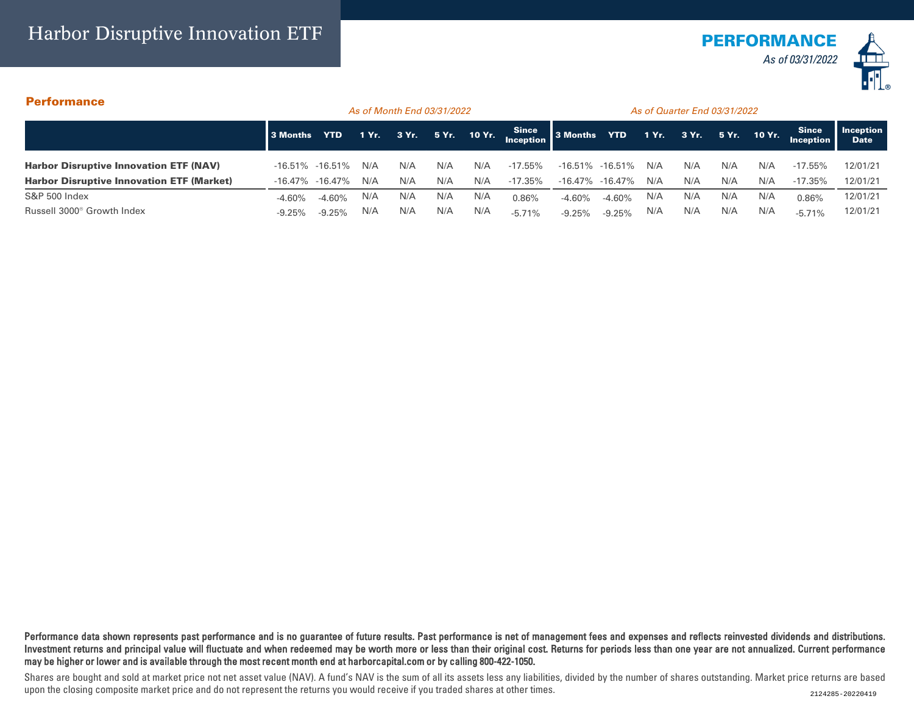# Harbor Disruptive Innovation ETF

**PERFORMANCE**
*As of 03/31/2022*

## Performance

| | *As of Month End 03/31/2022* | | | | | | | *As of Quarter End 03/31/2022* | | | | | | | |
|---|---|---|---|---|---|---|---|---|---|---|---|---|---|---|---|
| | **3 Months** | **YTD** | **1 Yr.** | **3 Yr.** | **5 Yr.** | **10 Yr.** | **Since Inception** | **3 Months** | **YTD** | **1 Yr.** | **3 Yr.** | **5 Yr.** | **10 Yr.** | **Since Inception** | **Inception Date** |
| **Harbor Disruptive Innovation ETF (NAV)** | -16.51% | -16.51% | N/A | N/A | N/A | N/A | -17.55% | -16.51% | -16.51% | N/A | N/A | N/A | N/A | -17.55% | 12/01/21 |
| **Harbor Disruptive Innovation ETF (Market)** | -16.47% | -16.47% | N/A | N/A | N/A | N/A | -17.35% | -16.47% | -16.47% | N/A | N/A | N/A | N/A | -17.35% | 12/01/21 |
| S&P 500 Index | -4.60% | -4.60% | N/A | N/A | N/A | N/A | 0.86% | -4.60% | -4.60% | N/A | N/A | N/A | N/A | 0.86% | 12/01/21 |
| Russell 3000® Growth Index | -9.25% | -9.25% | N/A | N/A | N/A | N/A | -5.71% | -9.25% | -9.25% | N/A | N/A | N/A | N/A | -5.71% | 12/01/21 |

**Performance data shown represents past performance and is no guarantee of future results. Past performance is net of management fees and expenses and reflects reinvested dividends and distributions. Investment returns and principal value will fluctuate and when redeemed may be worth more or less than their original cost. Returns for periods less than one year are not annualized. Current performance may be higher or lower and is available through the most recent month end at harborcapital.com or by calling 800-422-1050.**

Shares are bought and sold at market price not net asset value (NAV). A fund's NAV is the sum of all its assets less any liabilities, divided by the number of shares outstanding. Market price returns are based upon the closing composite market price and do not represent the returns you would receive if you traded shares at other times.

2124285-20220419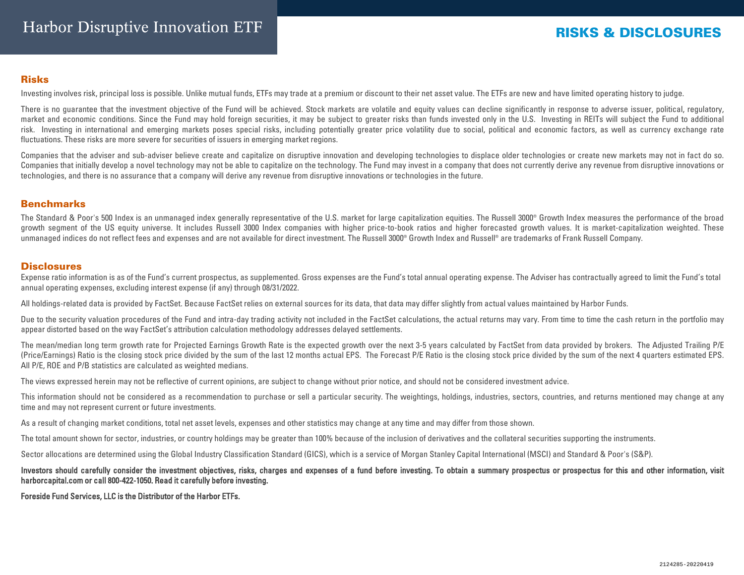# Harbor Disruptive Innovation ETF

## RISKS & DISCLOSURES

### Risks

Investing involves risk, principal loss is possible. Unlike mutual funds, ETFs may trade at a premium or discount to their net asset value. The ETFs are new and have limited operating history to judge.

There is no guarantee that the investment objective of the Fund will be achieved. Stock markets are volatile and equity values can decline significantly in response to adverse issuer, political, regulatory, market and economic conditions. Since the Fund may hold foreign securities, it may be subject to greater risks than funds invested only in the U.S. Investing in REITs will subject the Fund to additional risk. Investing in international and emerging markets poses special risks, including potentially greater price volatility due to social, political and economic factors, as well as currency exchange rate fluctuations. These risks are more severe for securities of issuers in emerging market regions.

Companies that the adviser and sub-adviser believe create and capitalize on disruptive innovation and developing technologies to displace older technologies or create new markets may not in fact do so. Companies that initially develop a novel technology may not be able to capitalize on the technology. The Fund may invest in a company that does not currently derive any revenue from disruptive innovations or technologies, and there is no assurance that a company will derive any revenue from disruptive innovations or technologies in the future.

### Benchmarks

The Standard & Poor's 500 Index is an unmanaged index generally representative of the U.S. market for large capitalization equities. The Russell 3000® Growth Index measures the performance of the broad growth segment of the US equity universe. It includes Russell 3000 Index companies with higher price-to-book ratios and higher forecasted growth values. It is market-capitalization weighted. These unmanaged indices do not reflect fees and expenses and are not available for direct investment. The Russell 3000® Growth Index and Russell® are trademarks of Frank Russell Company.

### Disclosures

Expense ratio information is as of the Fund's current prospectus, as supplemented. Gross expenses are the Fund's total annual operating expense. The Adviser has contractually agreed to limit the Fund's total annual operating expenses, excluding interest expense (if any) through 08/31/2022.

All holdings-related data is provided by FactSet. Because FactSet relies on external sources for its data, that data may differ slightly from actual values maintained by Harbor Funds.

Due to the security valuation procedures of the Fund and intra-day trading activity not included in the FactSet calculations, the actual returns may vary. From time to time the cash return in the portfolio may appear distorted based on the way FactSet's attribution calculation methodology addresses delayed settlements.

The mean/median long term growth rate for Projected Earnings Growth Rate is the expected growth over the next 3-5 years calculated by FactSet from data provided by brokers. The Adjusted Trailing P/E (Price/Earnings) Ratio is the closing stock price divided by the sum of the last 12 months actual EPS. The Forecast P/E Ratio is the closing stock price divided by the sum of the next 4 quarters estimated EPS. All P/E, ROE and P/B statistics are calculated as weighted medians.

The views expressed herein may not be reflective of current opinions, are subject to change without prior notice, and should not be considered investment advice.

This information should not be considered as a recommendation to purchase or sell a particular security. The weightings, holdings, industries, sectors, countries, and returns mentioned may change at any time and may not represent current or future investments.

As a result of changing market conditions, total net asset levels, expenses and other statistics may change at any time and may differ from those shown.

The total amount shown for sector, industries, or country holdings may be greater than 100% because of the inclusion of derivatives and the collateral securities supporting the instruments.

Sector allocations are determined using the Global Industry Classification Standard (GICS), which is a service of Morgan Stanley Capital International (MSCI) and Standard & Poor's (S&P).

**Investors should carefully consider the investment objectives, risks, charges and expenses of a fund before investing. To obtain a summary prospectus or prospectus for this and other information, visit harborcapital.com or call 800-422-1050. Read it carefully before investing.**

**Foreside Fund Services, LLC is the Distributor of the Harbor ETFs.**

2124285-20220419